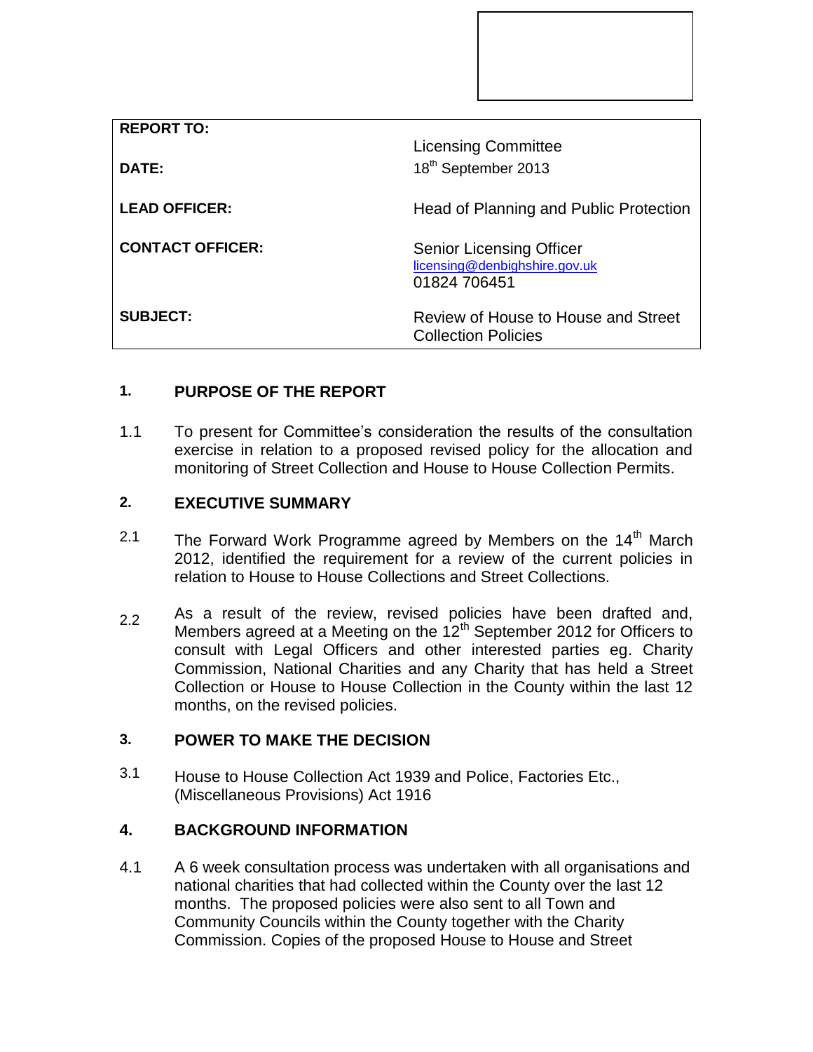| | |
|---|---|
| **REPORT TO:** | Licensing Committee |
| **DATE:** | 18th September 2013 |
| **LEAD OFFICER:** | Head of Planning and Public Protection |
| **CONTACT OFFICER:** | Senior Licensing Officer<br>licensing@denbighshire.gov.uk<br>01824 706451 |
| **SUBJECT:** | Review of House to House and Street Collection Policies |

## 1. PURPOSE OF THE REPORT

1.1 To present for Committee's consideration the results of the consultation exercise in relation to a proposed revised policy for the allocation and monitoring of Street Collection and House to House Collection Permits.

## 2. EXECUTIVE SUMMARY

2.1 The Forward Work Programme agreed by Members on the 14th March 2012, identified the requirement for a review of the current policies in relation to House to House Collections and Street Collections.

2.2 As a result of the review, revised policies have been drafted and, Members agreed at a Meeting on the 12th September 2012 for Officers to consult with Legal Officers and other interested parties eg. Charity Commission, National Charities and any Charity that has held a Street Collection or House to House Collection in the County within the last 12 months, on the revised policies.

## 3. POWER TO MAKE THE DECISION

3.1 House to House Collection Act 1939 and Police, Factories Etc., (Miscellaneous Provisions) Act 1916

## 4. BACKGROUND INFORMATION

4.1 A 6 week consultation process was undertaken with all organisations and national charities that had collected within the County over the last 12 months. The proposed policies were also sent to all Town and Community Councils within the County together with the Charity Commission. Copies of the proposed House to House and Street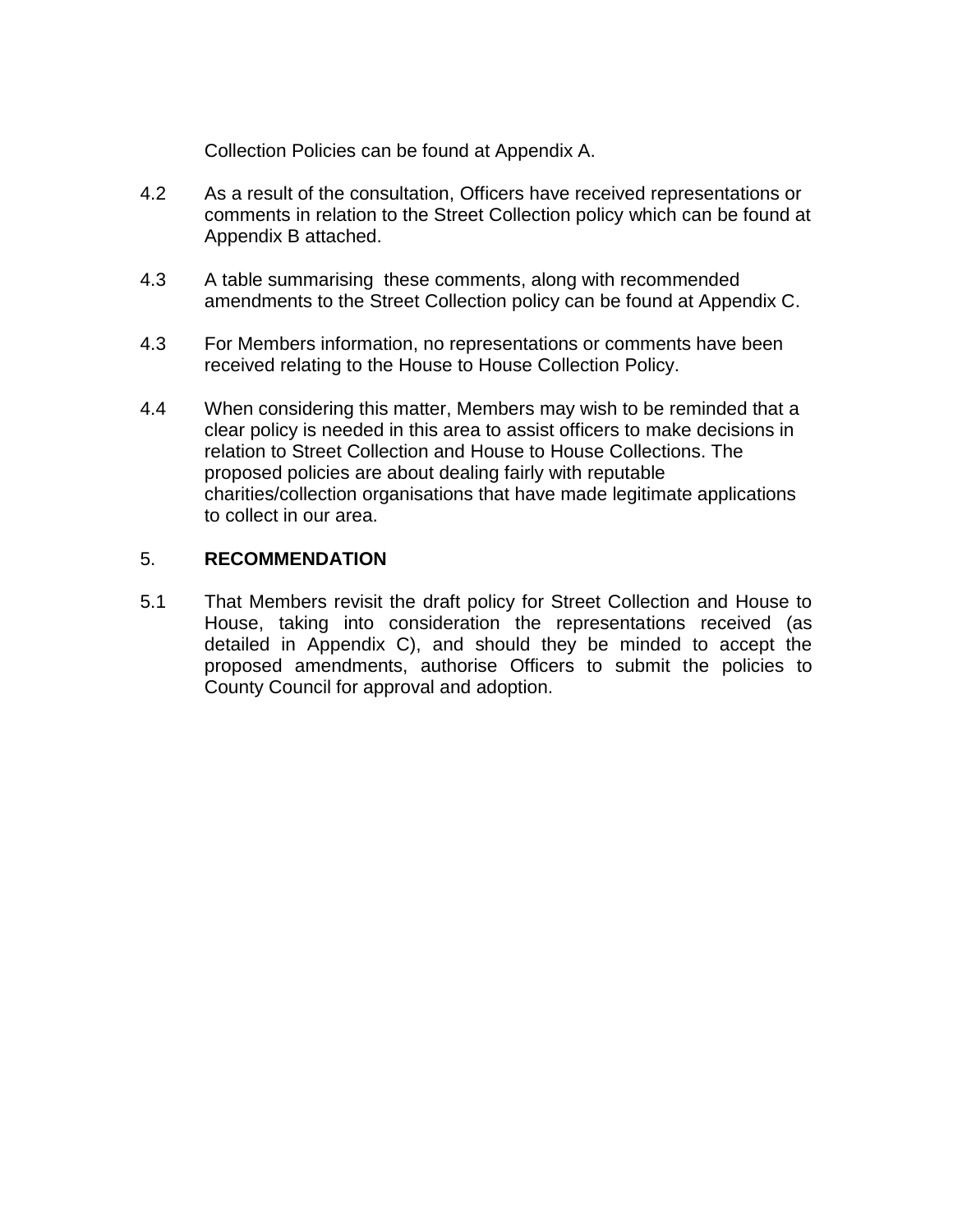Collection Policies can be found at Appendix A.

4.2 As a result of the consultation, Officers have received representations or comments in relation to the Street Collection policy which can be found at Appendix B attached.

4.3 A table summarising these comments, along with recommended amendments to the Street Collection policy can be found at Appendix C.

4.3 For Members information, no representations or comments have been received relating to the House to House Collection Policy.

4.4 When considering this matter, Members may wish to be reminded that a clear policy is needed in this area to assist officers to make decisions in relation to Street Collection and House to House Collections. The proposed policies are about dealing fairly with reputable charities/collection organisations that have made legitimate applications to collect in our area.

## 5. RECOMMENDATION

5.1 That Members revisit the draft policy for Street Collection and House to House, taking into consideration the representations received (as detailed in Appendix C), and should they be minded to accept the proposed amendments, authorise Officers to submit the policies to County Council for approval and adoption.